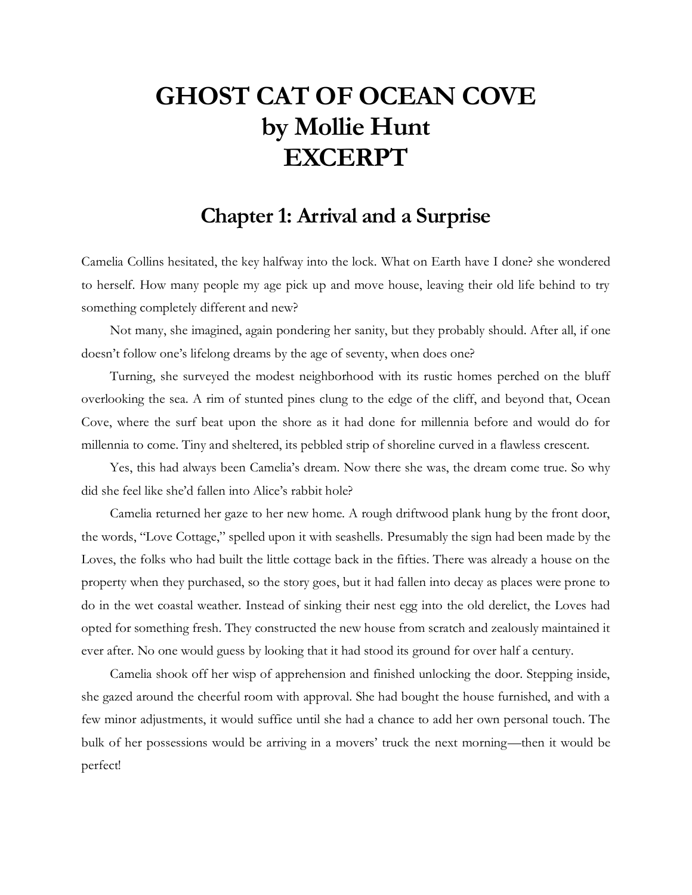# GHOST CAT OF OCEAN COVE
# by Mollie Hunt
# EXCERPT

## Chapter 1: Arrival and a Surprise

Camelia Collins hesitated, the key halfway into the lock. What on Earth have I done? she wondered to herself. How many people my age pick up and move house, leaving their old life behind to try something completely different and new?

Not many, she imagined, again pondering her sanity, but they probably should. After all, if one doesn't follow one's lifelong dreams by the age of seventy, when does one?

Turning, she surveyed the modest neighborhood with its rustic homes perched on the bluff overlooking the sea. A rim of stunted pines clung to the edge of the cliff, and beyond that, Ocean Cove, where the surf beat upon the shore as it had done for millennia before and would do for millennia to come. Tiny and sheltered, its pebbled strip of shoreline curved in a flawless crescent.

Yes, this had always been Camelia's dream. Now there she was, the dream come true. So why did she feel like she'd fallen into Alice's rabbit hole?

Camelia returned her gaze to her new home. A rough driftwood plank hung by the front door, the words, "Love Cottage," spelled upon it with seashells. Presumably the sign had been made by the Loves, the folks who had built the little cottage back in the fifties. There was already a house on the property when they purchased, so the story goes, but it had fallen into decay as places were prone to do in the wet coastal weather. Instead of sinking their nest egg into the old derelict, the Loves had opted for something fresh. They constructed the new house from scratch and zealously maintained it ever after. No one would guess by looking that it had stood its ground for over half a century.

Camelia shook off her wisp of apprehension and finished unlocking the door. Stepping inside, she gazed around the cheerful room with approval. She had bought the house furnished, and with a few minor adjustments, it would suffice until she had a chance to add her own personal touch. The bulk of her possessions would be arriving in a movers' truck the next morning—then it would be perfect!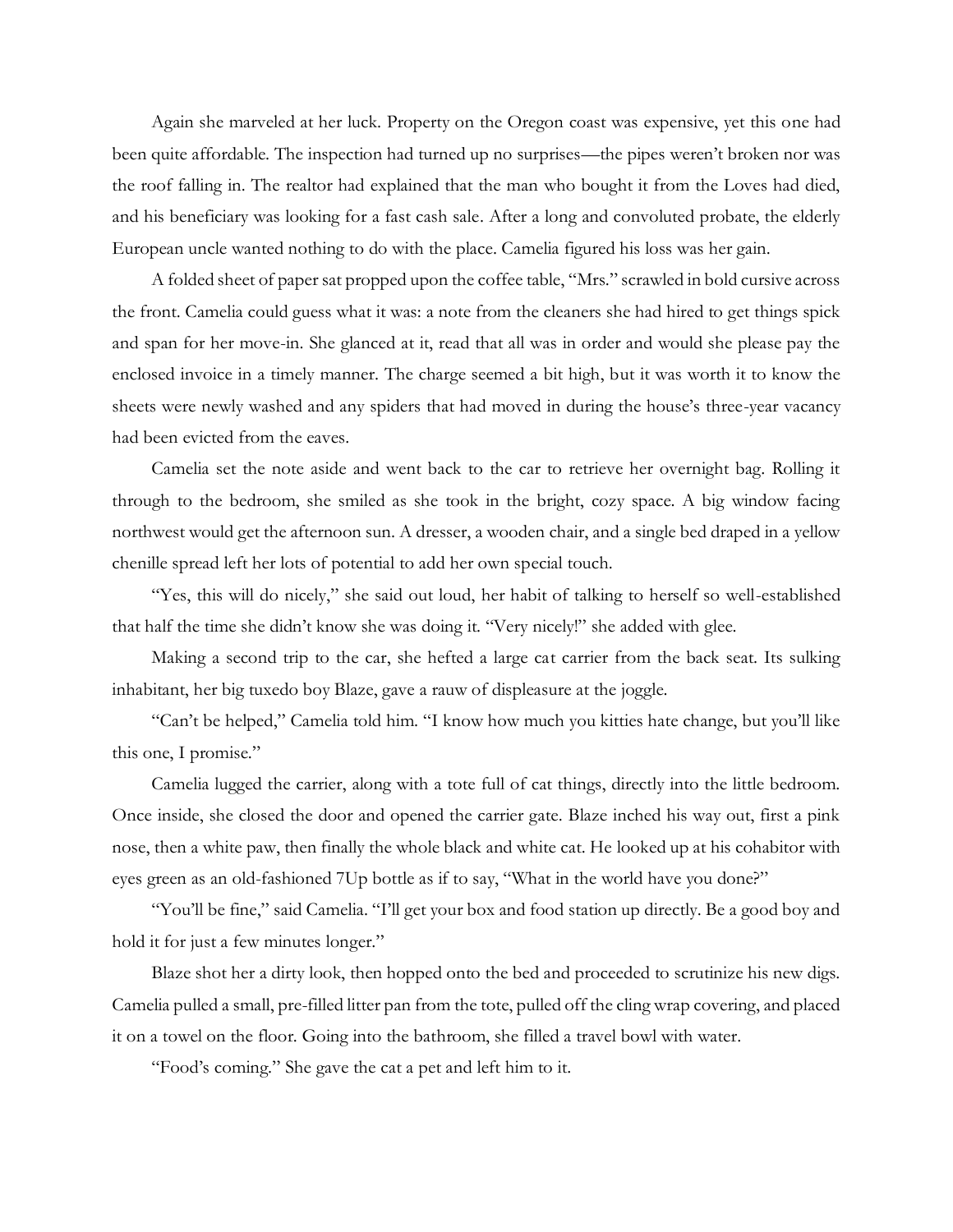Again she marveled at her luck. Property on the Oregon coast was expensive, yet this one had been quite affordable. The inspection had turned up no surprises—the pipes weren't broken nor was the roof falling in. The realtor had explained that the man who bought it from the Loves had died, and his beneficiary was looking for a fast cash sale. After a long and convoluted probate, the elderly European uncle wanted nothing to do with the place. Camelia figured his loss was her gain.

A folded sheet of paper sat propped upon the coffee table, "Mrs." scrawled in bold cursive across the front. Camelia could guess what it was: a note from the cleaners she had hired to get things spick and span for her move-in. She glanced at it, read that all was in order and would she please pay the enclosed invoice in a timely manner. The charge seemed a bit high, but it was worth it to know the sheets were newly washed and any spiders that had moved in during the house's three-year vacancy had been evicted from the eaves.

Camelia set the note aside and went back to the car to retrieve her overnight bag. Rolling it through to the bedroom, she smiled as she took in the bright, cozy space. A big window facing northwest would get the afternoon sun. A dresser, a wooden chair, and a single bed draped in a yellow chenille spread left her lots of potential to add her own special touch.

"Yes, this will do nicely," she said out loud, her habit of talking to herself so well-established that half the time she didn't know she was doing it. "Very nicely!" she added with glee.

Making a second trip to the car, she hefted a large cat carrier from the back seat. Its sulking inhabitant, her big tuxedo boy Blaze, gave a rauw of displeasure at the joggle.

"Can't be helped," Camelia told him. "I know how much you kitties hate change, but you'll like this one, I promise."

Camelia lugged the carrier, along with a tote full of cat things, directly into the little bedroom. Once inside, she closed the door and opened the carrier gate. Blaze inched his way out, first a pink nose, then a white paw, then finally the whole black and white cat. He looked up at his cohabitor with eyes green as an old-fashioned 7Up bottle as if to say, "What in the world have you done?"

"You'll be fine," said Camelia. "I'll get your box and food station up directly. Be a good boy and hold it for just a few minutes longer."

Blaze shot her a dirty look, then hopped onto the bed and proceeded to scrutinize his new digs. Camelia pulled a small, pre-filled litter pan from the tote, pulled off the cling wrap covering, and placed it on a towel on the floor. Going into the bathroom, she filled a travel bowl with water.

"Food's coming." She gave the cat a pet and left him to it.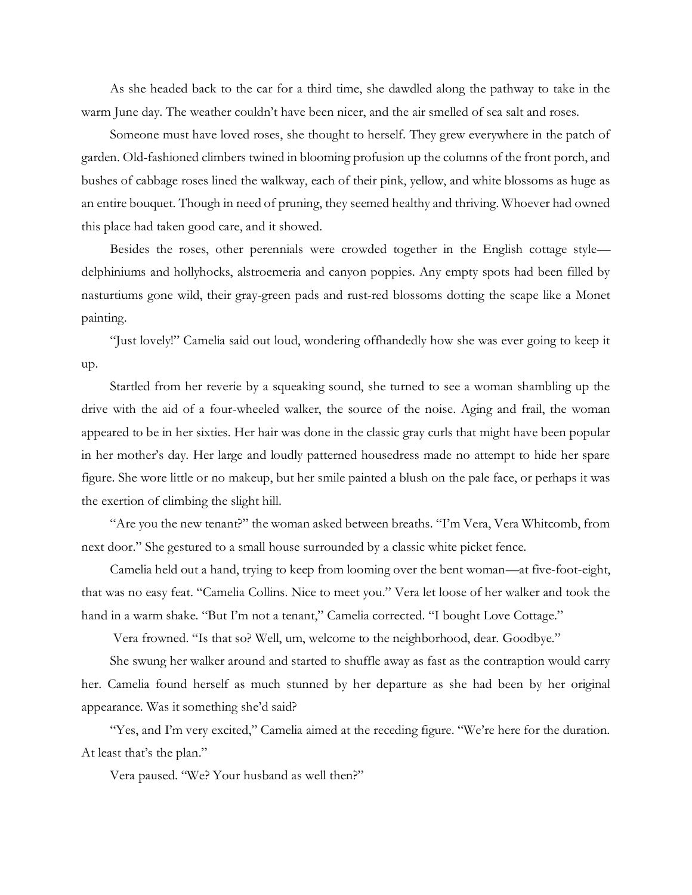As she headed back to the car for a third time, she dawdled along the pathway to take in the warm June day. The weather couldn't have been nicer, and the air smelled of sea salt and roses.

Someone must have loved roses, she thought to herself. They grew everywhere in the patch of garden. Old-fashioned climbers twined in blooming profusion up the columns of the front porch, and bushes of cabbage roses lined the walkway, each of their pink, yellow, and white blossoms as huge as an entire bouquet. Though in need of pruning, they seemed healthy and thriving. Whoever had owned this place had taken good care, and it showed.

Besides the roses, other perennials were crowded together in the English cottage style—delphiniums and hollyhocks, alstroemeria and canyon poppies. Any empty spots had been filled by nasturtiums gone wild, their gray-green pads and rust-red blossoms dotting the scape like a Monet painting.

"Just lovely!" Camelia said out loud, wondering offhandedly how she was ever going to keep it up.

Startled from her reverie by a squeaking sound, she turned to see a woman shambling up the drive with the aid of a four-wheeled walker, the source of the noise. Aging and frail, the woman appeared to be in her sixties. Her hair was done in the classic gray curls that might have been popular in her mother's day. Her large and loudly patterned housedress made no attempt to hide her spare figure. She wore little or no makeup, but her smile painted a blush on the pale face, or perhaps it was the exertion of climbing the slight hill.

"Are you the new tenant?" the woman asked between breaths. "I'm Vera, Vera Whitcomb, from next door." She gestured to a small house surrounded by a classic white picket fence.

Camelia held out a hand, trying to keep from looming over the bent woman—at five-foot-eight, that was no easy feat. "Camelia Collins. Nice to meet you." Vera let loose of her walker and took the hand in a warm shake. "But I'm not a tenant," Camelia corrected. "I bought Love Cottage."

Vera frowned. "Is that so? Well, um, welcome to the neighborhood, dear. Goodbye."

She swung her walker around and started to shuffle away as fast as the contraption would carry her. Camelia found herself as much stunned by her departure as she had been by her original appearance. Was it something she'd said?

"Yes, and I'm very excited," Camelia aimed at the receding figure. "We're here for the duration. At least that's the plan."

Vera paused. "We? Your husband as well then?"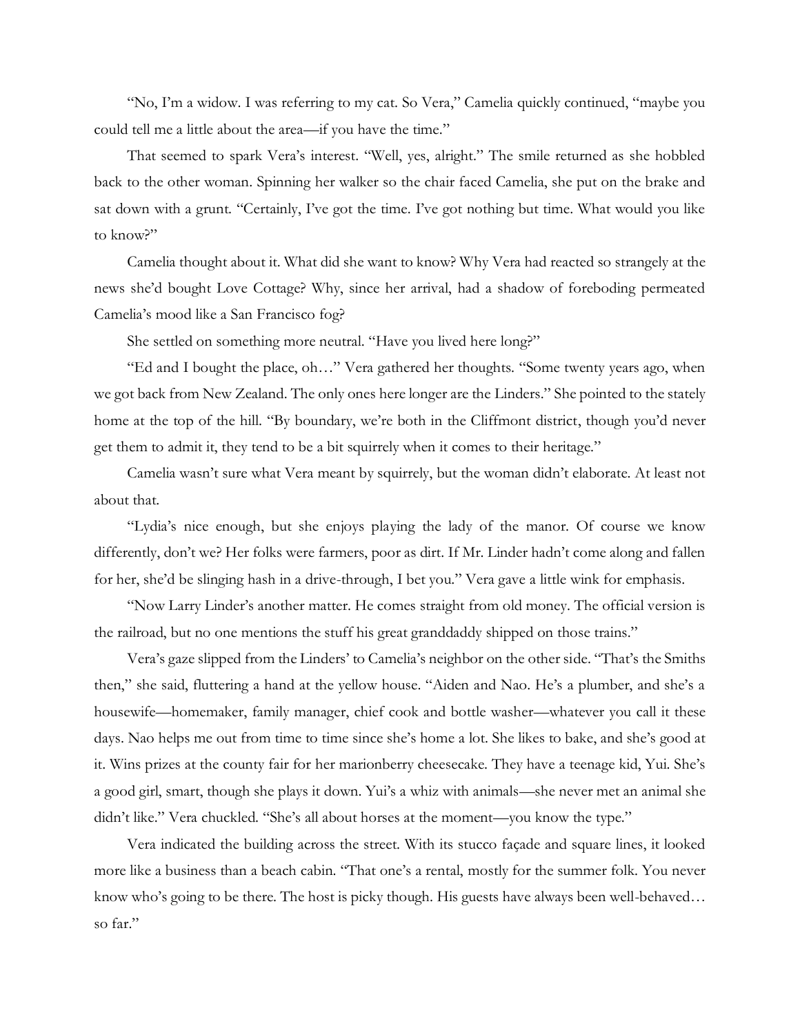"No, I'm a widow. I was referring to my cat. So Vera," Camelia quickly continued, "maybe you could tell me a little about the area—if you have the time."

That seemed to spark Vera's interest. "Well, yes, alright." The smile returned as she hobbled back to the other woman. Spinning her walker so the chair faced Camelia, she put on the brake and sat down with a grunt. "Certainly, I've got the time. I've got nothing but time. What would you like to know?"

Camelia thought about it. What did she want to know? Why Vera had reacted so strangely at the news she'd bought Love Cottage? Why, since her arrival, had a shadow of foreboding permeated Camelia's mood like a San Francisco fog?

She settled on something more neutral. "Have you lived here long?"

"Ed and I bought the place, oh…" Vera gathered her thoughts. "Some twenty years ago, when we got back from New Zealand. The only ones here longer are the Linders." She pointed to the stately home at the top of the hill. "By boundary, we're both in the Cliffmont district, though you'd never get them to admit it, they tend to be a bit squirrely when it comes to their heritage."

Camelia wasn't sure what Vera meant by squirrely, but the woman didn't elaborate. At least not about that.

"Lydia's nice enough, but she enjoys playing the lady of the manor. Of course we know differently, don't we? Her folks were farmers, poor as dirt. If Mr. Linder hadn't come along and fallen for her, she'd be slinging hash in a drive-through, I bet you." Vera gave a little wink for emphasis.

"Now Larry Linder's another matter. He comes straight from old money. The official version is the railroad, but no one mentions the stuff his great granddaddy shipped on those trains."

Vera's gaze slipped from the Linders' to Camelia's neighbor on the other side. "That's the Smiths then," she said, fluttering a hand at the yellow house. "Aiden and Nao. He's a plumber, and she's a housewife—homemaker, family manager, chief cook and bottle washer—whatever you call it these days. Nao helps me out from time to time since she's home a lot. She likes to bake, and she's good at it. Wins prizes at the county fair for her marionberry cheesecake. They have a teenage kid, Yui. She's a good girl, smart, though she plays it down. Yui's a whiz with animals—she never met an animal she didn't like." Vera chuckled. "She's all about horses at the moment—you know the type."

Vera indicated the building across the street. With its stucco façade and square lines, it looked more like a business than a beach cabin. "That one's a rental, mostly for the summer folk. You never know who's going to be there. The host is picky though. His guests have always been well-behaved… so far."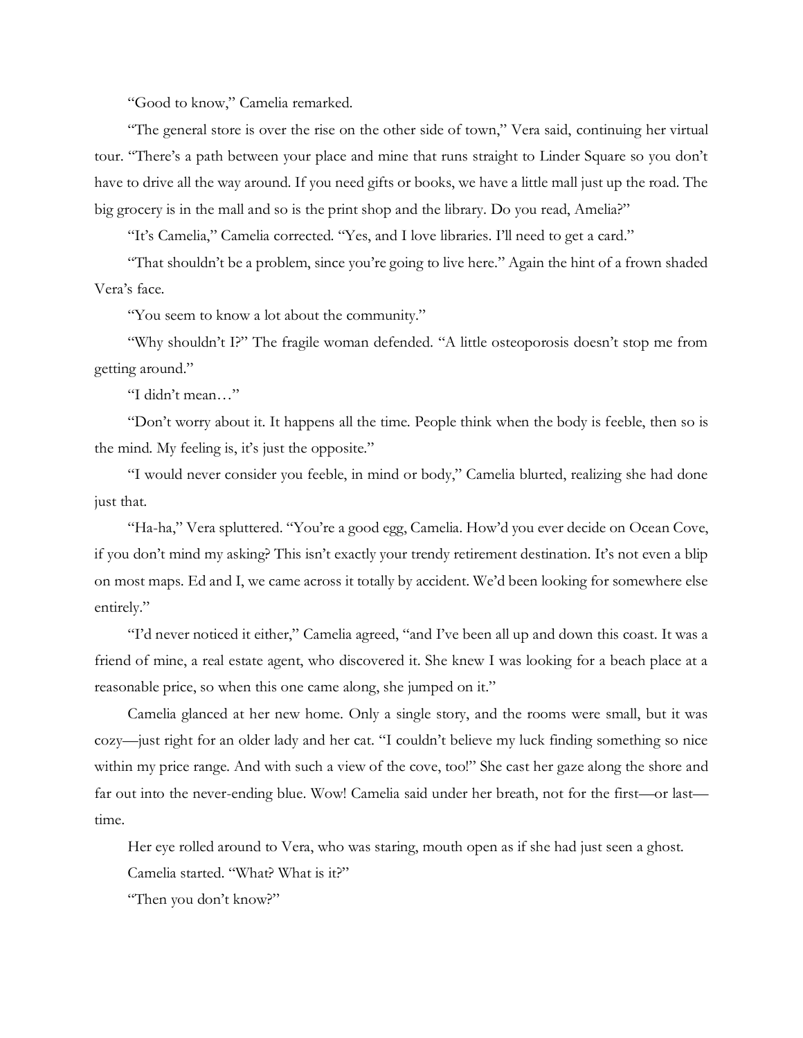"Good to know," Camelia remarked.

"The general store is over the rise on the other side of town," Vera said, continuing her virtual tour. "There's a path between your place and mine that runs straight to Linder Square so you don't have to drive all the way around. If you need gifts or books, we have a little mall just up the road. The big grocery is in the mall and so is the print shop and the library. Do you read, Amelia?"

"It's Camelia," Camelia corrected. "Yes, and I love libraries. I'll need to get a card."

"That shouldn't be a problem, since you're going to live here." Again the hint of a frown shaded Vera's face.

"You seem to know a lot about the community."

"Why shouldn't I?" The fragile woman defended. "A little osteoporosis doesn't stop me from getting around."

"I didn't mean…"

"Don't worry about it. It happens all the time. People think when the body is feeble, then so is the mind. My feeling is, it's just the opposite."

"I would never consider you feeble, in mind or body," Camelia blurted, realizing she had done just that.

"Ha-ha," Vera spluttered. "You're a good egg, Camelia. How'd you ever decide on Ocean Cove, if you don't mind my asking? This isn't exactly your trendy retirement destination. It's not even a blip on most maps. Ed and I, we came across it totally by accident. We'd been looking for somewhere else entirely."

"I'd never noticed it either," Camelia agreed, "and I've been all up and down this coast. It was a friend of mine, a real estate agent, who discovered it. She knew I was looking for a beach place at a reasonable price, so when this one came along, she jumped on it."

Camelia glanced at her new home. Only a single story, and the rooms were small, but it was cozy—just right for an older lady and her cat. "I couldn't believe my luck finding something so nice within my price range. And with such a view of the cove, too!" She cast her gaze along the shore and far out into the never-ending blue. Wow! Camelia said under her breath, not for the first—or last—time.

Her eye rolled around to Vera, who was staring, mouth open as if she had just seen a ghost.

Camelia started. "What? What is it?"

"Then you don't know?"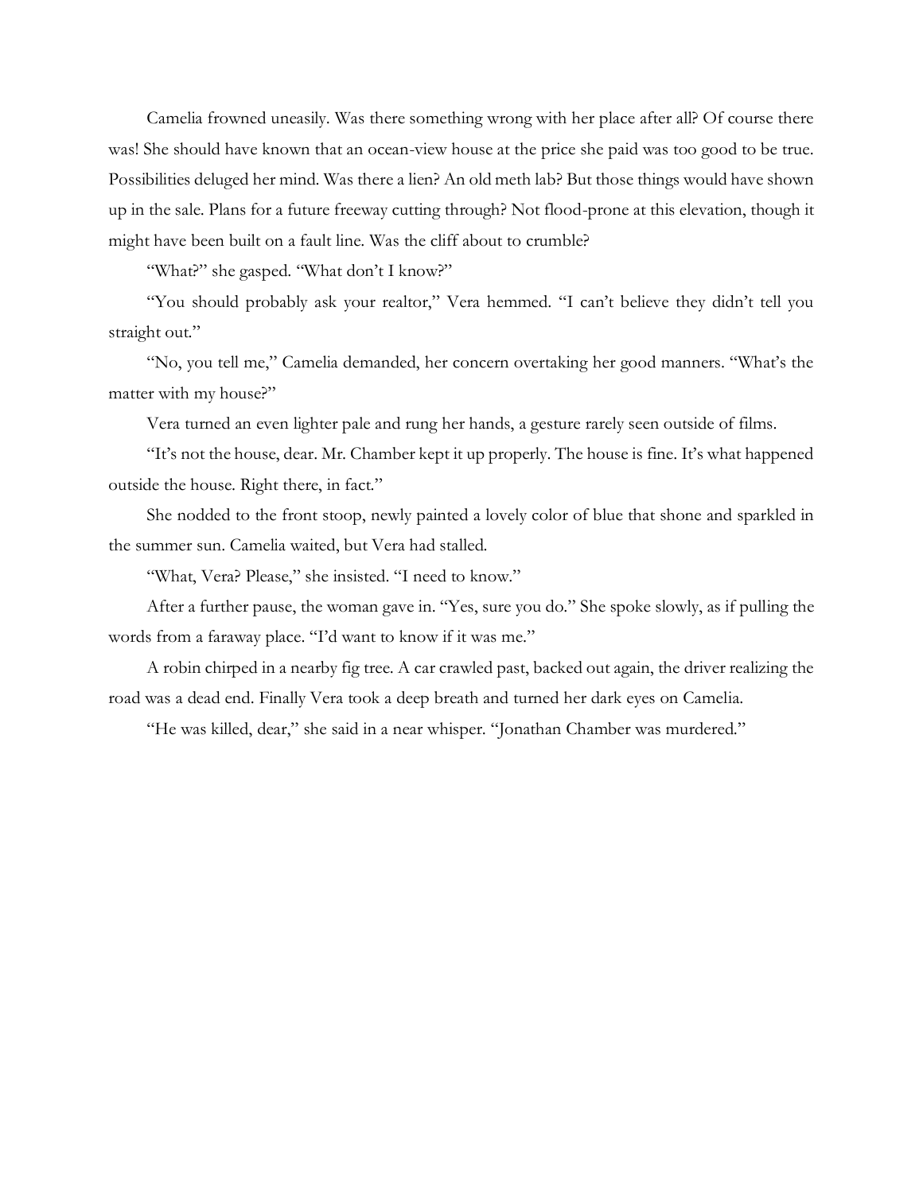Camelia frowned uneasily. Was there something wrong with her place after all? Of course there was! She should have known that an ocean-view house at the price she paid was too good to be true. Possibilities deluged her mind. Was there a lien? An old meth lab? But those things would have shown up in the sale. Plans for a future freeway cutting through? Not flood-prone at this elevation, though it might have been built on a fault line. Was the cliff about to crumble?

"What?" she gasped. "What don't I know?"

"You should probably ask your realtor," Vera hemmed. "I can't believe they didn't tell you straight out."

"No, you tell me," Camelia demanded, her concern overtaking her good manners. "What's the matter with my house?"

Vera turned an even lighter pale and rung her hands, a gesture rarely seen outside of films.

"It's not the house, dear. Mr. Chamber kept it up properly. The house is fine. It's what happened outside the house. Right there, in fact."

She nodded to the front stoop, newly painted a lovely color of blue that shone and sparkled in the summer sun. Camelia waited, but Vera had stalled.

"What, Vera? Please," she insisted. "I need to know."

After a further pause, the woman gave in. "Yes, sure you do." She spoke slowly, as if pulling the words from a faraway place. "I'd want to know if it was me."

A robin chirped in a nearby fig tree. A car crawled past, backed out again, the driver realizing the road was a dead end. Finally Vera took a deep breath and turned her dark eyes on Camelia.

"He was killed, dear," she said in a near whisper. "Jonathan Chamber was murdered."